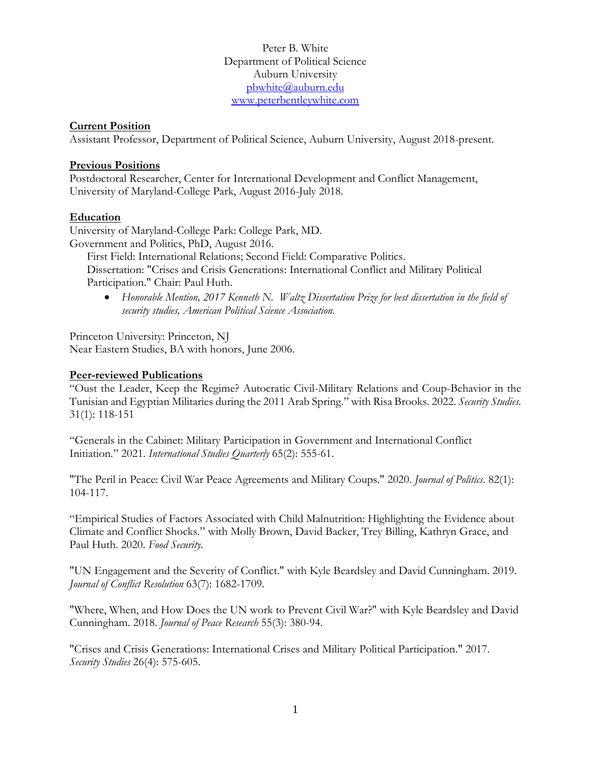Peter B. White
Department of Political Science
Auburn University
pbwhite@auburn.edu
www.peterbentleywhite.com

## Current Position

Assistant Professor, Department of Political Science, Auburn University, August 2018-present.

## Previous Positions

Postdoctoral Researcher, Center for International Development and Conflict Management, University of Maryland-College Park, August 2016-July 2018.

## Education

University of Maryland-College Park: College Park, MD.
Government and Politics, PhD, August 2016.

First Field: International Relations; Second Field: Comparative Politics.
Dissertation: "Crises and Crisis Generations: International Conflict and Military Political Participation." Chair: Paul Huth.

- *Honorable Mention, 2017 Kenneth N. Waltz Dissertation Prize for best dissertation in the field of security studies, American Political Science Association.*

Princeton University: Princeton, NJ
Near Eastern Studies, BA with honors, June 2006.

## Peer-reviewed Publications

"Oust the Leader, Keep the Regime? Autocratic Civil-Military Relations and Coup-Behavior in the Tunisian and Egyptian Militaries during the 2011 Arab Spring." with Risa Brooks. 2022. *Security Studies.* 31(1): 118-151

"Generals in the Cabinet: Military Participation in Government and International Conflict Initiation." 2021. *International Studies Quarterly* 65(2): 555-61.

"The Peril in Peace: Civil War Peace Agreements and Military Coups." 2020. *Journal of Politics*. 82(1): 104-117.

"Empirical Studies of Factors Associated with Child Malnutrition: Highlighting the Evidence about Climate and Conflict Shocks." with Molly Brown, David Backer, Trey Billing, Kathryn Grace, and Paul Huth. 2020. *Food Security.*

"UN Engagement and the Severity of Conflict." with Kyle Beardsley and David Cunningham. 2019. *Journal of Conflict Resolution* 63(7): 1682-1709.

"Where, When, and How Does the UN work to Prevent Civil War?" with Kyle Beardsley and David Cunningham. 2018. *Journal of Peace Research* 55(3): 380-94.

"Crises and Crisis Generations: International Crises and Military Political Participation." 2017. *Security Studies* 26(4): 575-605.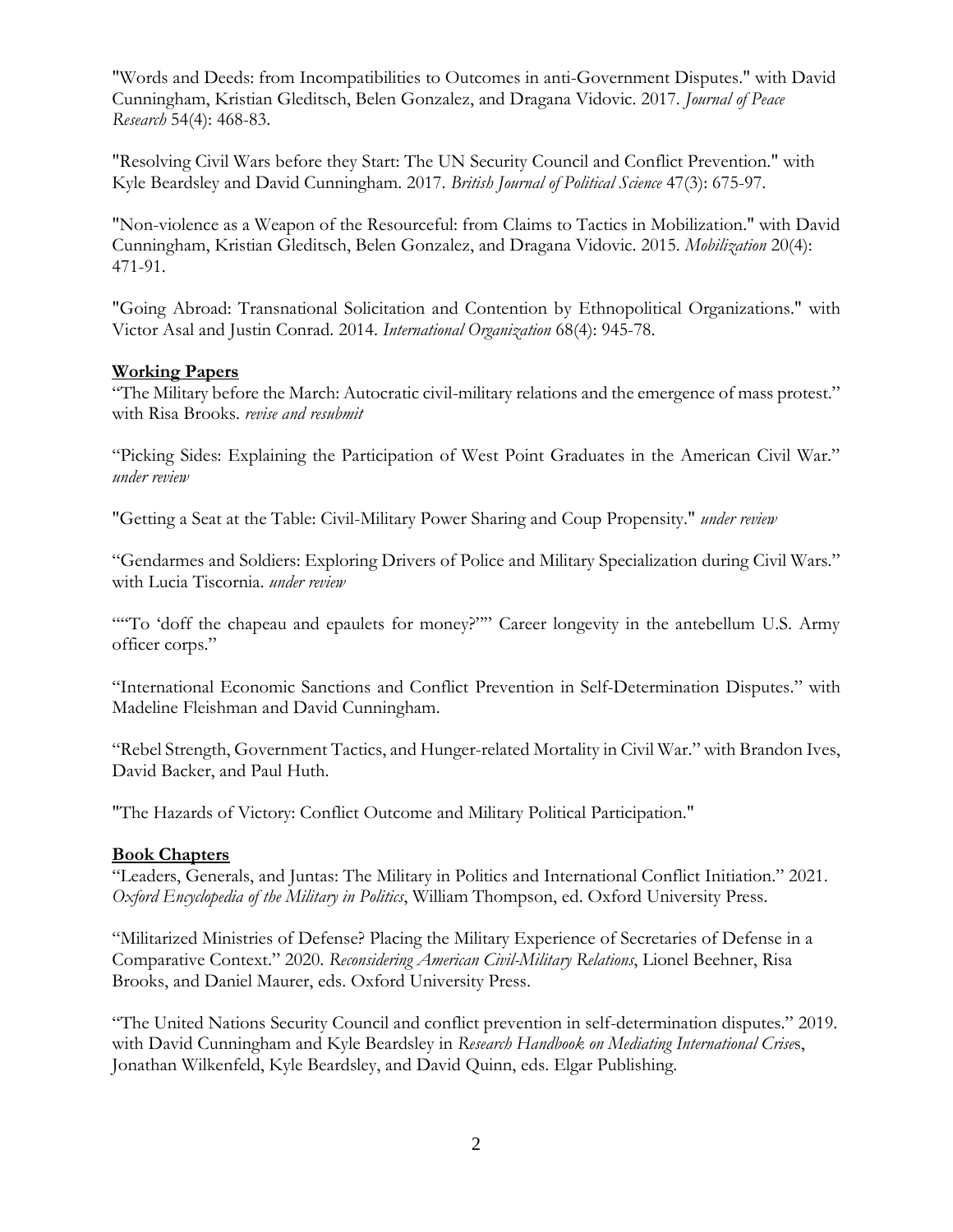"Words and Deeds: from Incompatibilities to Outcomes in anti-Government Disputes." with David Cunningham, Kristian Gleditsch, Belen Gonzalez, and Dragana Vidovic. 2017. *Journal of Peace Research* 54(4): 468-83.

"Resolving Civil Wars before they Start: The UN Security Council and Conflict Prevention." with Kyle Beardsley and David Cunningham. 2017. *British Journal of Political Science* 47(3): 675-97.

"Non-violence as a Weapon of the Resourceful: from Claims to Tactics in Mobilization." with David Cunningham, Kristian Gleditsch, Belen Gonzalez, and Dragana Vidovic. 2015. *Mobilization* 20(4): 471-91.

"Going Abroad: Transnational Solicitation and Contention by Ethnopolitical Organizations." with Victor Asal and Justin Conrad. 2014. *International Organization* 68(4): 945-78.

**Working Papers**

"The Military before the March: Autocratic civil-military relations and the emergence of mass protest." with Risa Brooks. *revise and resubmit*

"Picking Sides: Explaining the Participation of West Point Graduates in the American Civil War." *under review*

"Getting a Seat at the Table: Civil-Military Power Sharing and Coup Propensity." *under review*

"Gendarmes and Soldiers: Exploring Drivers of Police and Military Specialization during Civil Wars." with Lucia Tiscornia. *under review*

""To 'doff the chapeau and epaulets for money?"" Career longevity in the antebellum U.S. Army officer corps."

"International Economic Sanctions and Conflict Prevention in Self-Determination Disputes." with Madeline Fleishman and David Cunningham.

"Rebel Strength, Government Tactics, and Hunger-related Mortality in Civil War." with Brandon Ives, David Backer, and Paul Huth.

"The Hazards of Victory: Conflict Outcome and Military Political Participation."

**Book Chapters**

"Leaders, Generals, and Juntas: The Military in Politics and International Conflict Initiation." 2021. *Oxford Encyclopedia of the Military in Politics*, William Thompson, ed. Oxford University Press.

"Militarized Ministries of Defense? Placing the Military Experience of Secretaries of Defense in a Comparative Context." 2020. *Reconsidering American Civil-Military Relations*, Lionel Beehner, Risa Brooks, and Daniel Maurer, eds. Oxford University Press.

"The United Nations Security Council and conflict prevention in self-determination disputes." 2019. with David Cunningham and Kyle Beardsley in *Research Handbook on Mediating International Crises*, Jonathan Wilkenfeld, Kyle Beardsley, and David Quinn, eds. Elgar Publishing.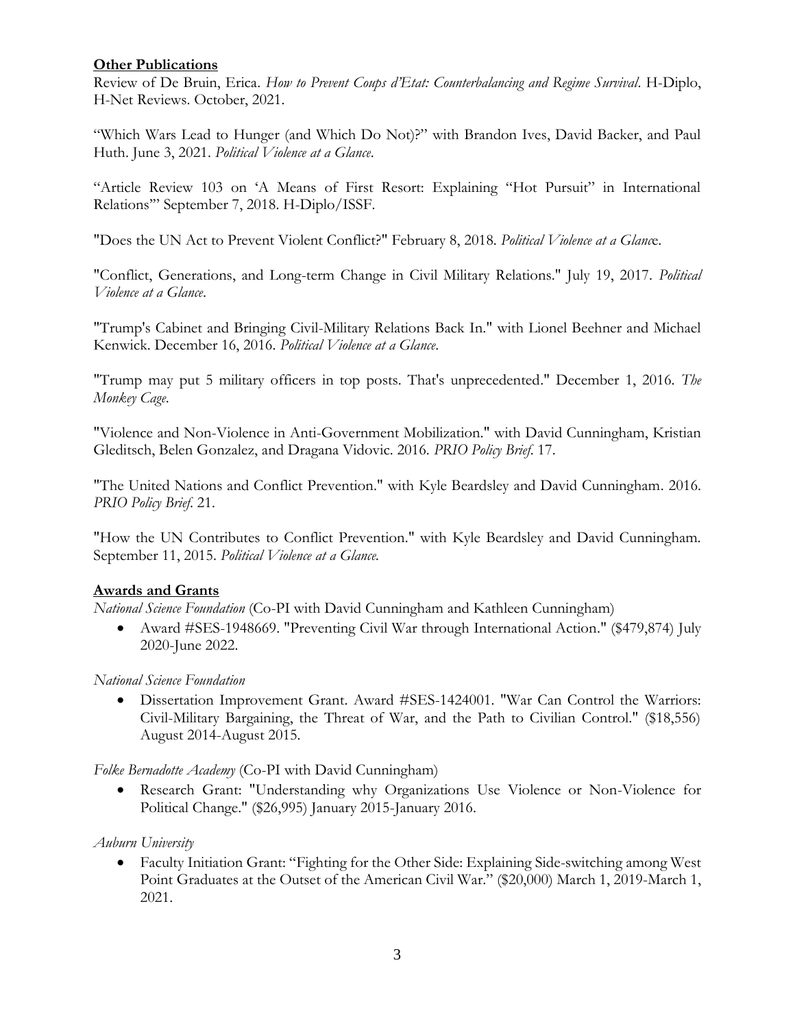**Other Publications**

Review of De Bruin, Erica. *How to Prevent Coups d'Etat: Counterbalancing and Regime Survival*. H-Diplo, H-Net Reviews. October, 2021.

"Which Wars Lead to Hunger (and Which Do Not)?" with Brandon Ives, David Backer, and Paul Huth. June 3, 2021. *Political Violence at a Glance*.

"Article Review 103 on 'A Means of First Resort: Explaining "Hot Pursuit" in International Relations"' September 7, 2018. H-Diplo/ISSF.

"Does the UN Act to Prevent Violent Conflict?" February 8, 2018. *Political Violence at a Glanc*e.

"Conflict, Generations, and Long-term Change in Civil Military Relations." July 19, 2017. *Political Violence at a Glance*.

"Trump's Cabinet and Bringing Civil-Military Relations Back In." with Lionel Beehner and Michael Kenwick. December 16, 2016. *Political Violence at a Glance*.

"Trump may put 5 military officers in top posts. That's unprecedented." December 1, 2016. *The Monkey Cage*.

"Violence and Non-Violence in Anti-Government Mobilization." with David Cunningham, Kristian Gleditsch, Belen Gonzalez, and Dragana Vidovic. 2016. *PRIO Policy Brief*. 17.

"The United Nations and Conflict Prevention." with Kyle Beardsley and David Cunningham. 2016. *PRIO Policy Brief*. 21.

"How the UN Contributes to Conflict Prevention." with Kyle Beardsley and David Cunningham. September 11, 2015. *Political Violence at a Glance.*

**Awards and Grants**

*National Science Foundation* (Co-PI with David Cunningham and Kathleen Cunningham)

- Award #SES-1948669. "Preventing Civil War through International Action." ($479,874) July 2020-June 2022.

*National Science Foundation*

- Dissertation Improvement Grant. Award #SES-1424001. "War Can Control the Warriors: Civil-Military Bargaining, the Threat of War, and the Path to Civilian Control." ($18,556) August 2014-August 2015.

*Folke Bernadotte Academy* (Co-PI with David Cunningham)

- Research Grant: "Understanding why Organizations Use Violence or Non-Violence for Political Change." ($26,995) January 2015-January 2016.

*Auburn University*

- Faculty Initiation Grant: "Fighting for the Other Side: Explaining Side-switching among West Point Graduates at the Outset of the American Civil War." ($20,000) March 1, 2019-March 1, 2021.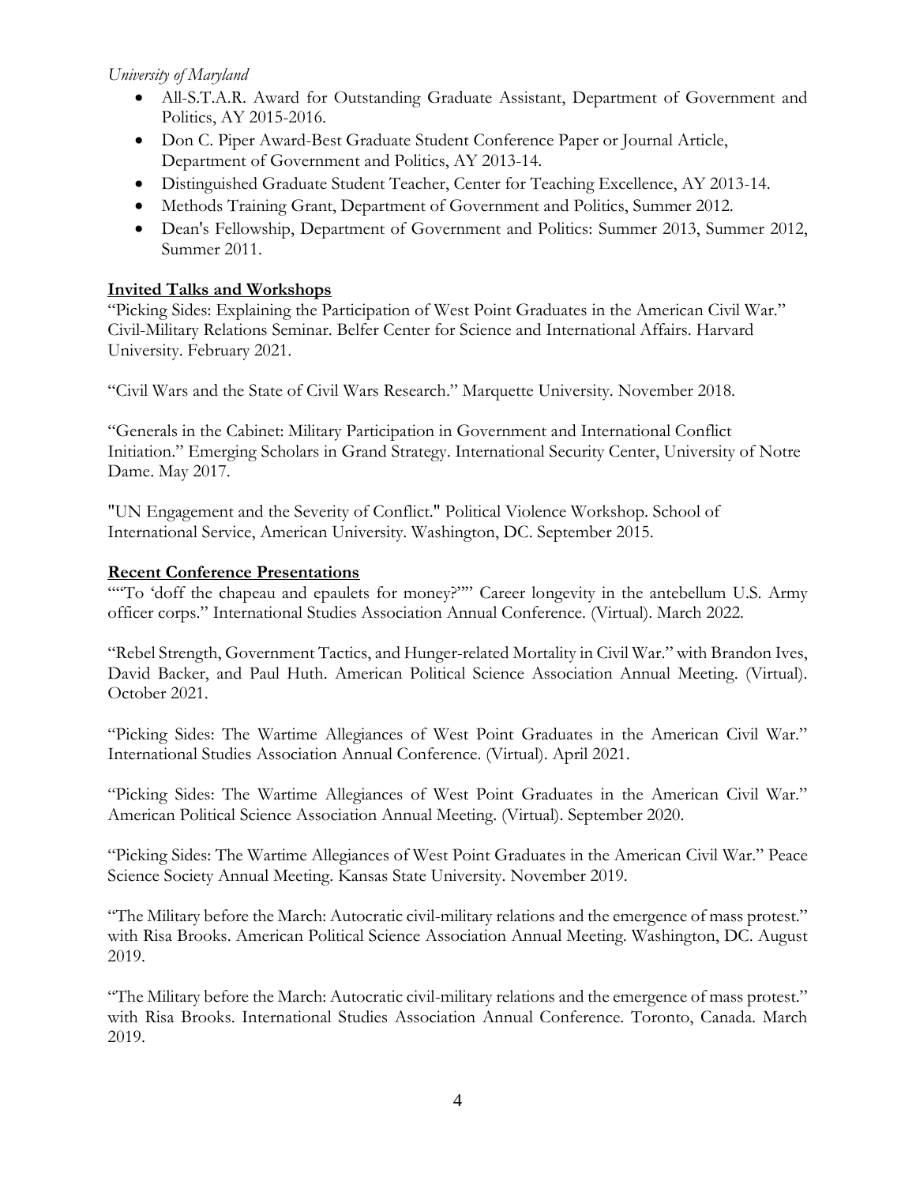*University of Maryland*

- All-S.T.A.R. Award for Outstanding Graduate Assistant, Department of Government and Politics, AY 2015-2016.
- Don C. Piper Award-Best Graduate Student Conference Paper or Journal Article, Department of Government and Politics, AY 2013-14.
- Distinguished Graduate Student Teacher, Center for Teaching Excellence, AY 2013-14.
- Methods Training Grant, Department of Government and Politics, Summer 2012.
- Dean's Fellowship, Department of Government and Politics: Summer 2013, Summer 2012, Summer 2011.

## Invited Talks and Workshops

"Picking Sides: Explaining the Participation of West Point Graduates in the American Civil War." Civil-Military Relations Seminar. Belfer Center for Science and International Affairs. Harvard University. February 2021.

"Civil Wars and the State of Civil Wars Research." Marquette University. November 2018.

"Generals in the Cabinet: Military Participation in Government and International Conflict Initiation." Emerging Scholars in Grand Strategy. International Security Center, University of Notre Dame. May 2017.

"UN Engagement and the Severity of Conflict." Political Violence Workshop. School of International Service, American University. Washington, DC. September 2015.

## Recent Conference Presentations

""To 'doff the chapeau and epaulets for money?"" Career longevity in the antebellum U.S. Army officer corps." International Studies Association Annual Conference. (Virtual). March 2022.

"Rebel Strength, Government Tactics, and Hunger-related Mortality in Civil War." with Brandon Ives, David Backer, and Paul Huth. American Political Science Association Annual Meeting. (Virtual). October 2021.

"Picking Sides: The Wartime Allegiances of West Point Graduates in the American Civil War." International Studies Association Annual Conference. (Virtual). April 2021.

"Picking Sides: The Wartime Allegiances of West Point Graduates in the American Civil War." American Political Science Association Annual Meeting. (Virtual). September 2020.

"Picking Sides: The Wartime Allegiances of West Point Graduates in the American Civil War." Peace Science Society Annual Meeting. Kansas State University. November 2019.

"The Military before the March: Autocratic civil-military relations and the emergence of mass protest." with Risa Brooks. American Political Science Association Annual Meeting. Washington, DC. August 2019.

"The Military before the March: Autocratic civil-military relations and the emergence of mass protest." with Risa Brooks. International Studies Association Annual Conference. Toronto, Canada. March 2019.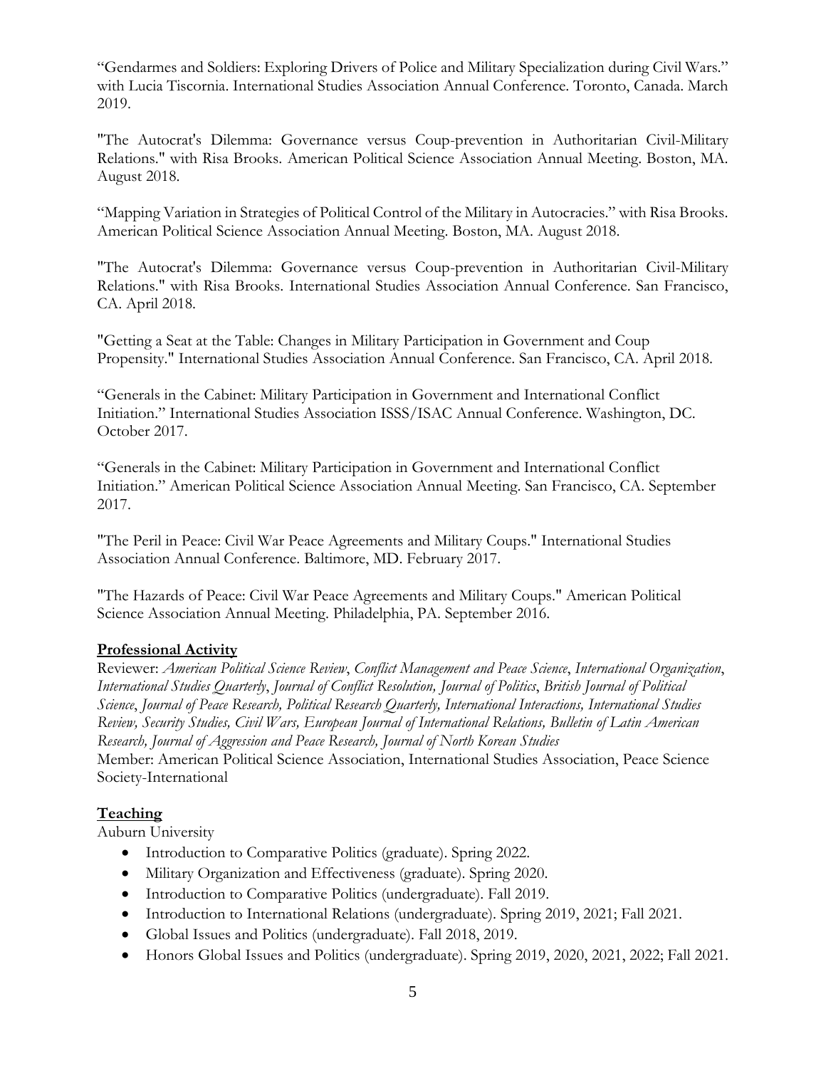"Gendarmes and Soldiers: Exploring Drivers of Police and Military Specialization during Civil Wars." with Lucia Tiscornia. International Studies Association Annual Conference. Toronto, Canada. March 2019.

"The Autocrat's Dilemma: Governance versus Coup-prevention in Authoritarian Civil-Military Relations." with Risa Brooks. American Political Science Association Annual Meeting. Boston, MA. August 2018.

"Mapping Variation in Strategies of Political Control of the Military in Autocracies." with Risa Brooks. American Political Science Association Annual Meeting. Boston, MA. August 2018.

"The Autocrat's Dilemma: Governance versus Coup-prevention in Authoritarian Civil-Military Relations." with Risa Brooks. International Studies Association Annual Conference. San Francisco, CA. April 2018.

"Getting a Seat at the Table: Changes in Military Participation in Government and Coup Propensity." International Studies Association Annual Conference. San Francisco, CA. April 2018.

"Generals in the Cabinet: Military Participation in Government and International Conflict Initiation." International Studies Association ISSS/ISAC Annual Conference. Washington, DC. October 2017.

"Generals in the Cabinet: Military Participation in Government and International Conflict Initiation." American Political Science Association Annual Meeting. San Francisco, CA. September 2017.

"The Peril in Peace: Civil War Peace Agreements and Military Coups." International Studies Association Annual Conference. Baltimore, MD. February 2017.

"The Hazards of Peace: Civil War Peace Agreements and Military Coups." American Political Science Association Annual Meeting. Philadelphia, PA. September 2016.

## Professional Activity

Reviewer: *American Political Science Review*, *Conflict Management and Peace Science*, *International Organization*, *International Studies Quarterly*, *Journal of Conflict Resolution, Journal of Politics*, *British Journal of Political Science*, *Journal of Peace Research, Political Research Quarterly, International Interactions, International Studies Review, Security Studies, Civil Wars, European Journal of International Relations, Bulletin of Latin American Research, Journal of Aggression and Peace Research, Journal of North Korean Studies*

Member: American Political Science Association, International Studies Association, Peace Science Society-International

## Teaching

Auburn University

- Introduction to Comparative Politics (graduate). Spring 2022.
- Military Organization and Effectiveness (graduate). Spring 2020.
- Introduction to Comparative Politics (undergraduate). Fall 2019.
- Introduction to International Relations (undergraduate). Spring 2019, 2021; Fall 2021.
- Global Issues and Politics (undergraduate). Fall 2018, 2019.
- Honors Global Issues and Politics (undergraduate). Spring 2019, 2020, 2021, 2022; Fall 2021.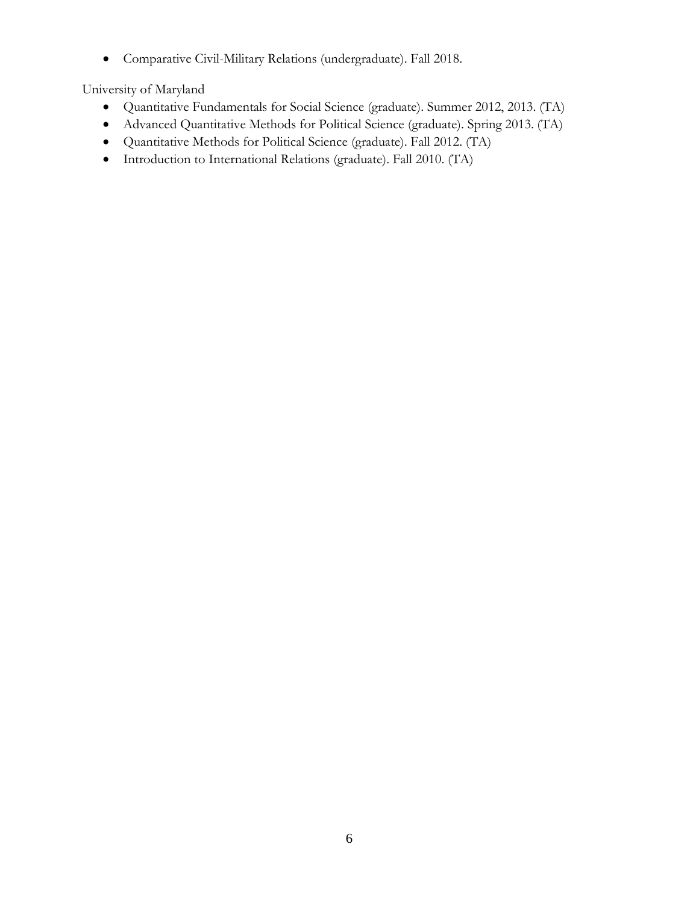- Comparative Civil-Military Relations (undergraduate). Fall 2018.

University of Maryland

- Quantitative Fundamentals for Social Science (graduate). Summer 2012, 2013. (TA)
- Advanced Quantitative Methods for Political Science (graduate). Spring 2013. (TA)
- Quantitative Methods for Political Science (graduate). Fall 2012. (TA)
- Introduction to International Relations (graduate). Fall 2010. (TA)